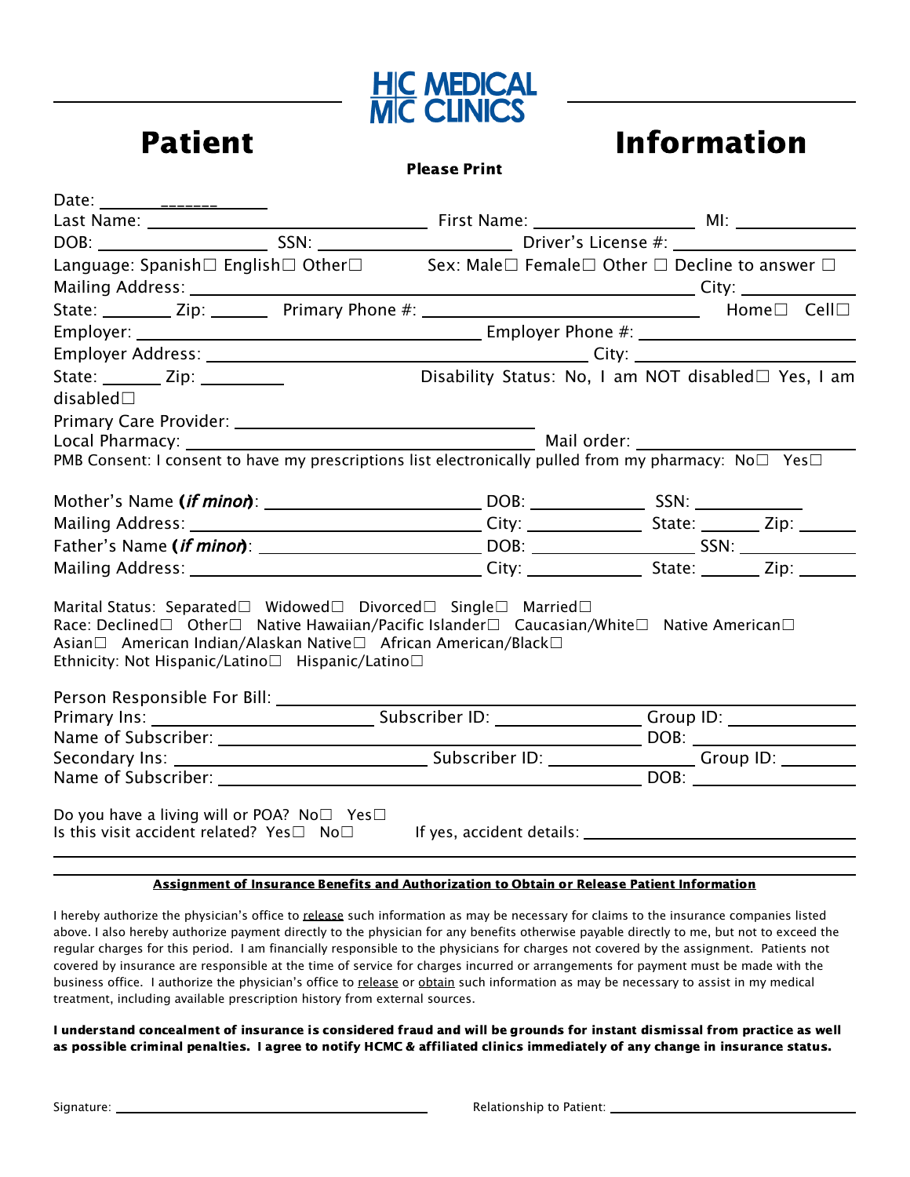HC MEDICAL
MC CLINICS

# Patient Information

**Please Print**

Date: ______________

Last Name: ______________________________ First Name: ______________ MI: __________

DOB: ______________ SSN: ______________ Driver's License #: ______________

Language: Spanish☐ English☐ Other☐ Sex: Male☐ Female☐ Other ☐ Decline to answer ☐

Mailing Address: ______________________________ City: __________

State: ______ Zip: ______ Primary Phone #: ______________________ Home☐ Cell☐

Employer: ______________________________ Employer Phone #: ______________________

Employer Address: ______________________________ City: ______________________

State: ______ Zip: ________ Disability Status: No, I am NOT disabled☐ Yes, I am disabled☐

Primary Care Provider: ______________________________

Local Pharmacy: ______________________________ Mail order: ______________________

PMB Consent: I consent to have my prescriptions list electronically pulled from my pharmacy: No☐ Yes☐

Mother's Name **(*if minor*)**: ______________________ DOB: __________ SSN: __________

Mailing Address: ______________________ City: __________ State: ______ Zip: ______

Father's Name **(*if minor*)**: ______________________ DOB: ______________ SSN: __________

Mailing Address: ______________________ City: __________ State: ______ Zip: ______

Marital Status: Separated☐ Widowed☐ Divorced☐ Single☐ Married☐

Race: Declined☐ Other☐ Native Hawaiian/Pacific Islander☐ Caucasian/White☐ Native American☐ Asian☐ American Indian/Alaskan Native☐ African American/Black☐

Ethnicity: Not Hispanic/Latino☐ Hispanic/Latino☐

Person Responsible For Bill: ______________________________________________

Primary Ins: ______________________ Subscriber ID: ______________ Group ID: ____________

Name of Subscriber: ______________________________________ DOB: ______________

Secondary Ins: ______________________ Subscriber ID: ______________ Group ID: ________

Name of Subscriber: ______________________________________ DOB: ______________

Do you have a living will or POA? No☐ Yes☐

Is this visit accident related? Yes☐ No☐ If yes, accident details: ______________________________

**Assignment of Insurance Benefits and Authorization to Obtain or Release Patient Information**

I hereby authorize the physician's office to release such information as may be necessary for claims to the insurance companies listed above. I also hereby authorize payment directly to the physician for any benefits otherwise payable directly to me, but not to exceed the regular charges for this period. I am financially responsible to the physicians for charges not covered by the assignment. Patients not covered by insurance are responsible at the time of service for charges incurred or arrangements for payment must be made with the business office. I authorize the physician's office to release or obtain such information as may be necessary to assist in my medical treatment, including available prescription history from external sources.

**I understand concealment of insurance is considered fraud and will be grounds for instant dismissal from practice as well as possible criminal penalties. I agree to notify HCMC & affiliated clinics immediately of any change in insurance status.**

Signature: ______________________________ Relationship to Patient: ______________________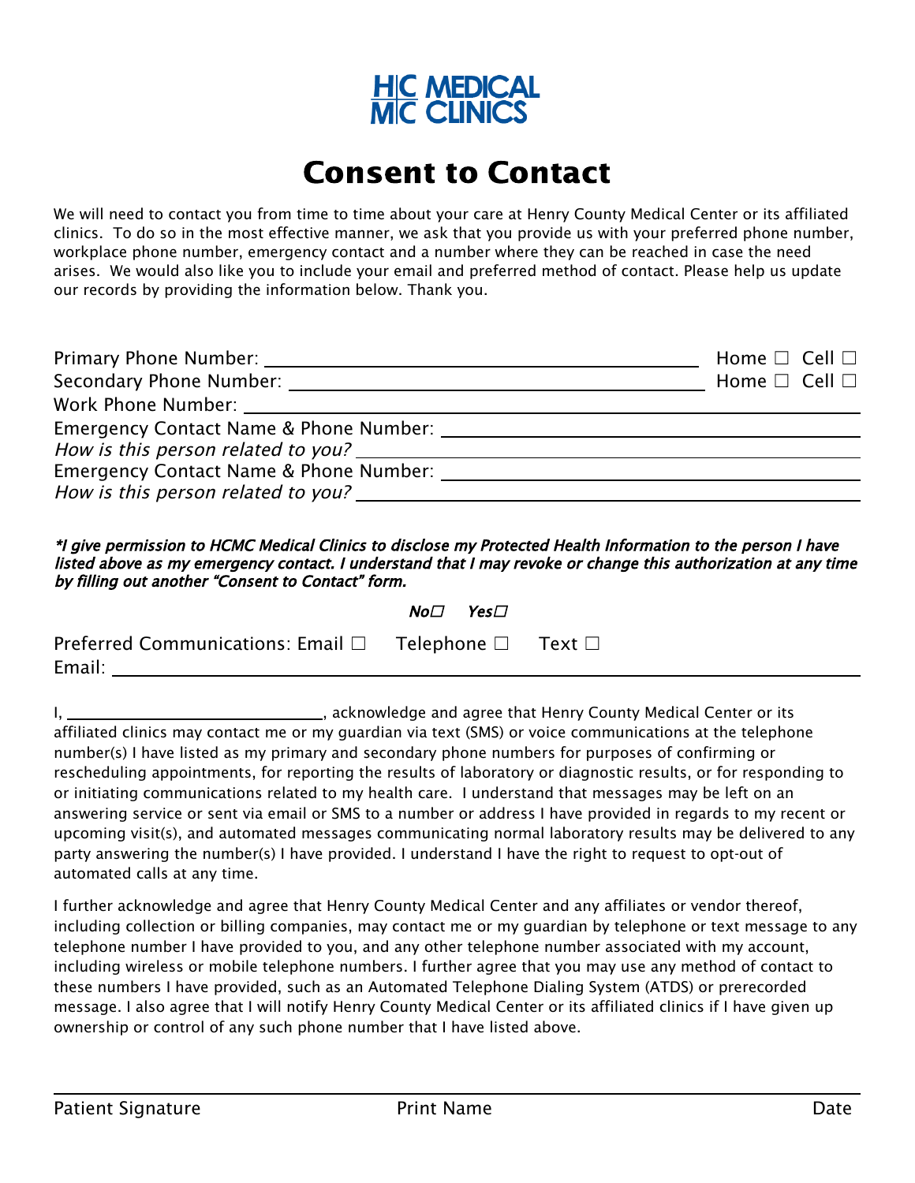HC MEDICAL
MC CLINICS

# Consent to Contact

We will need to contact you from time to time about your care at Henry County Medical Center or its affiliated clinics. To do so in the most effective manner, we ask that you provide us with your preferred phone number, workplace phone number, emergency contact and a number where they can be reached in case the need arises. We would also like you to include your email and preferred method of contact. Please help us update our records by providing the information below. Thank you.

Primary Phone Number: ______________________________ Home ☐ Cell ☐

Secondary Phone Number: ______________________________ Home ☐ Cell ☐

Work Phone Number: ______________________________

Emergency Contact Name & Phone Number: ______________________________

*How is this person related to you?* ______________________________

Emergency Contact Name & Phone Number: ______________________________

*How is this person related to you?* ______________________________

***I give permission to HCMC Medical Clinics to disclose my Protected Health Information to the person I have listed above as my emergency contact. I understand that I may revoke or change this authorization at any time by filling out another "Consent to Contact" form.***

***No☐ Yes☐***

Preferred Communications: Email ☐ Telephone ☐ Text ☐

Email: ______________________________

I, ______________________________, acknowledge and agree that Henry County Medical Center or its affiliated clinics may contact me or my guardian via text (SMS) or voice communications at the telephone number(s) I have listed as my primary and secondary phone numbers for purposes of confirming or rescheduling appointments, for reporting the results of laboratory or diagnostic results, or for responding to or initiating communications related to my health care. I understand that messages may be left on an answering service or sent via email or SMS to a number or address I have provided in regards to my recent or upcoming visit(s), and automated messages communicating normal laboratory results may be delivered to any party answering the number(s) I have provided. I understand I have the right to request to opt-out of automated calls at any time.

I further acknowledge and agree that Henry County Medical Center and any affiliates or vendor thereof, including collection or billing companies, may contact me or my guardian by telephone or text message to any telephone number I have provided to you, and any other telephone number associated with my account, including wireless or mobile telephone numbers. I further agree that you may use any method of contact to these numbers I have provided, such as an Automated Telephone Dialing System (ATDS) or prerecorded message. I also agree that I will notify Henry County Medical Center or its affiliated clinics if I have given up ownership or control of any such phone number that I have listed above.

______________________________

Patient Signature Print Name Date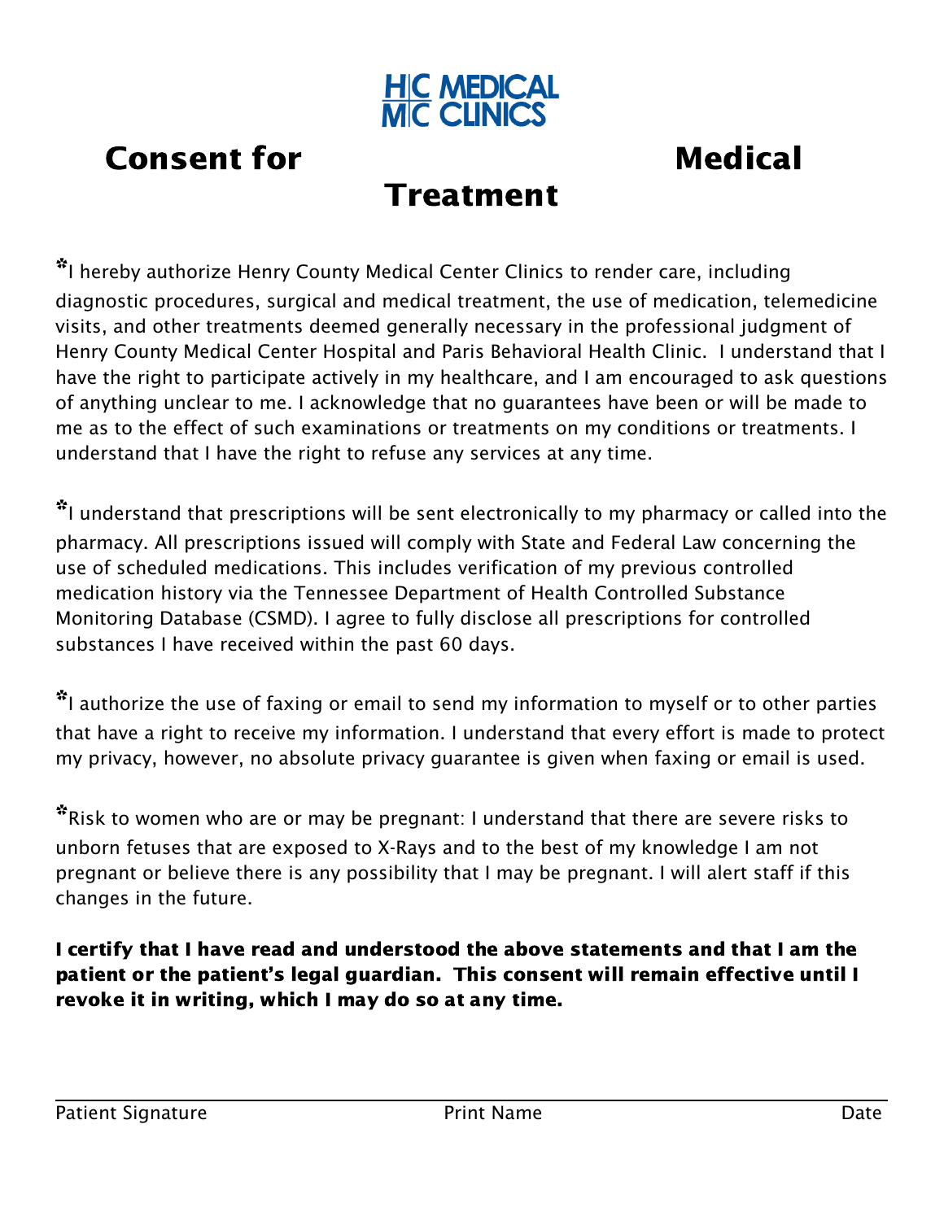HC MEDICAL
MC CLINICS

# Consent for Medical Treatment

✲I hereby authorize Henry County Medical Center Clinics to render care, including diagnostic procedures, surgical and medical treatment, the use of medication, telemedicine visits, and other treatments deemed generally necessary in the professional judgment of Henry County Medical Center Hospital and Paris Behavioral Health Clinic. I understand that I have the right to participate actively in my healthcare, and I am encouraged to ask questions of anything unclear to me. I acknowledge that no guarantees have been or will be made to me as to the effect of such examinations or treatments on my conditions or treatments. I understand that I have the right to refuse any services at any time.

✲I understand that prescriptions will be sent electronically to my pharmacy or called into the pharmacy. All prescriptions issued will comply with State and Federal Law concerning the use of scheduled medications. This includes verification of my previous controlled medication history via the Tennessee Department of Health Controlled Substance Monitoring Database (CSMD). I agree to fully disclose all prescriptions for controlled substances I have received within the past 60 days.

✲I authorize the use of faxing or email to send my information to myself or to other parties that have a right to receive my information. I understand that every effort is made to protect my privacy, however, no absolute privacy guarantee is given when faxing or email is used.

✲Risk to women who are or may be pregnant: I understand that there are severe risks to unborn fetuses that are exposed to X-Rays and to the best of my knowledge I am not pregnant or believe there is any possibility that I may be pregnant. I will alert staff if this changes in the future.

**I certify that I have read and understood the above statements and that I am the patient or the patient's legal guardian. This consent will remain effective until I revoke it in writing, which I may do so at any time.**

______________________________________________________________________

Patient Signature                    Print Name                    Date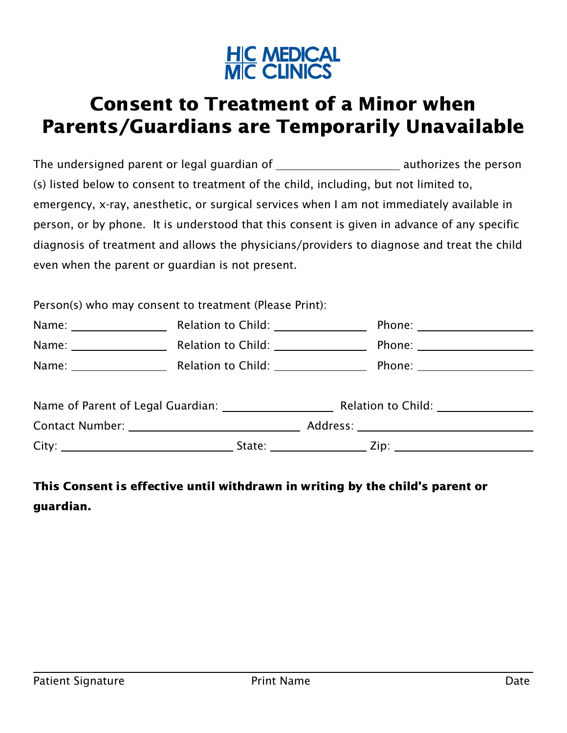HC MEDICAL
MC CLINICS

# Consent to Treatment of a Minor when Parents/Guardians are Temporarily Unavailable

The undersigned parent or legal guardian of ____________________ authorizes the person (s) listed below to consent to treatment of the child, including, but not limited to, emergency, x-ray, anesthetic, or surgical services when I am not immediately available in person, or by phone. It is understood that this consent is given in advance of any specific diagnosis of treatment and allows the physicians/providers to diagnose and treat the child even when the parent or guardian is not present.

Person(s) who may consent to treatment (Please Print):

Name: _______________ Relation to Child: _______________ Phone: ____________________

Name: _______________ Relation to Child: _______________ Phone: ____________________

Name: _______________ Relation to Child: _______________ Phone: ____________________

Name of Parent of Legal Guardian: __________________ Relation to Child: _______________

Contact Number: ____________________________ Address: ____________________________

City: ____________________________ State: _______________ Zip: _______________________

**This Consent is effective until withdrawn in writing by the child's parent or guardian.**

______________________________________________________________________________

Patient Signature Print Name Date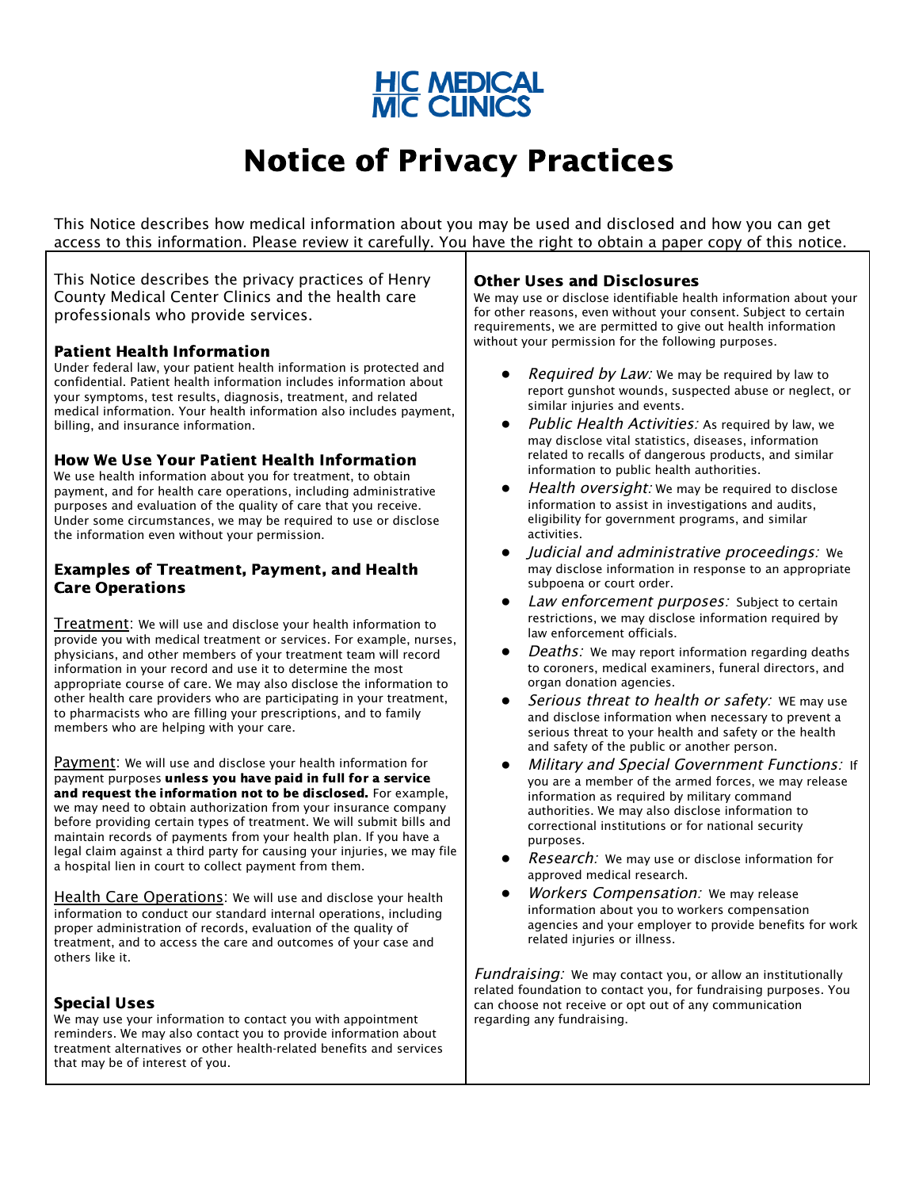HC MEDICAL
MC CLINICS

# Notice of Privacy Practices

This Notice describes how medical information about you may be used and disclosed and how you can get access to this information. Please review it carefully. You have the right to obtain a paper copy of this notice.

This Notice describes the privacy practices of Henry County Medical Center Clinics and the health care professionals who provide services.

### Patient Health Information

Under federal law, your patient health information is protected and confidential. Patient health information includes information about your symptoms, test results, diagnosis, treatment, and related medical information. Your health information also includes payment, billing, and insurance information.

### How We Use Your Patient Health Information

We use health information about you for treatment, to obtain payment, and for health care operations, including administrative purposes and evaluation of the quality of care that you receive. Under some circumstances, we may be required to use or disclose the information even without your permission.

### Examples of Treatment, Payment, and Health Care Operations

Treatment: We will use and disclose your health information to provide you with medical treatment or services. For example, nurses, physicians, and other members of your treatment team will record information in your record and use it to determine the most appropriate course of care. We may also disclose the information to other health care providers who are participating in your treatment, to pharmacists who are filling your prescriptions, and to family members who are helping with your care.

Payment: We will use and disclose your health information for payment purposes **unless you have paid in full for a service and request the information not to be disclosed.** For example, we may need to obtain authorization from your insurance company before providing certain types of treatment. We will submit bills and maintain records of payments from your health plan. If you have a legal claim against a third party for causing your injuries, we may file a hospital lien in court to collect payment from them.

Health Care Operations: We will use and disclose your health information to conduct our standard internal operations, including proper administration of records, evaluation of the quality of treatment, and to access the care and outcomes of your case and others like it.

### Special Uses

We may use your information to contact you with appointment reminders. We may also contact you to provide information about treatment alternatives or other health-related benefits and services that may be of interest of you.

### Other Uses and Disclosures

We may use or disclose identifiable health information about your for other reasons, even without your consent. Subject to certain requirements, we are permitted to give out health information without your permission for the following purposes.

- *Required by Law:* We may be required by law to report gunshot wounds, suspected abuse or neglect, or similar injuries and events.
- *Public Health Activities:* As required by law, we may disclose vital statistics, diseases, information related to recalls of dangerous products, and similar information to public health authorities.
- *Health oversight:* We may be required to disclose information to assist in investigations and audits, eligibility for government programs, and similar activities.
- *Judicial and administrative proceedings:* We may disclose information in response to an appropriate subpoena or court order.
- *Law enforcement purposes:* Subject to certain restrictions, we may disclose information required by law enforcement officials.
- *Deaths:* We may report information regarding deaths to coroners, medical examiners, funeral directors, and organ donation agencies.
- *Serious threat to health or safety:* WE may use and disclose information when necessary to prevent a serious threat to your health and safety or the health and safety of the public or another person.
- *Military and Special Government Functions:* If you are a member of the armed forces, we may release information as required by military command authorities. We may also disclose information to correctional institutions or for national security purposes.
- *Research:* We may use or disclose information for approved medical research.
- *Workers Compensation:* We may release information about you to workers compensation agencies and your employer to provide benefits for work related injuries or illness.

*Fundraising:* We may contact you, or allow an institutionally related foundation to contact you, for fundraising purposes. You can choose not receive or opt out of any communication regarding any fundraising.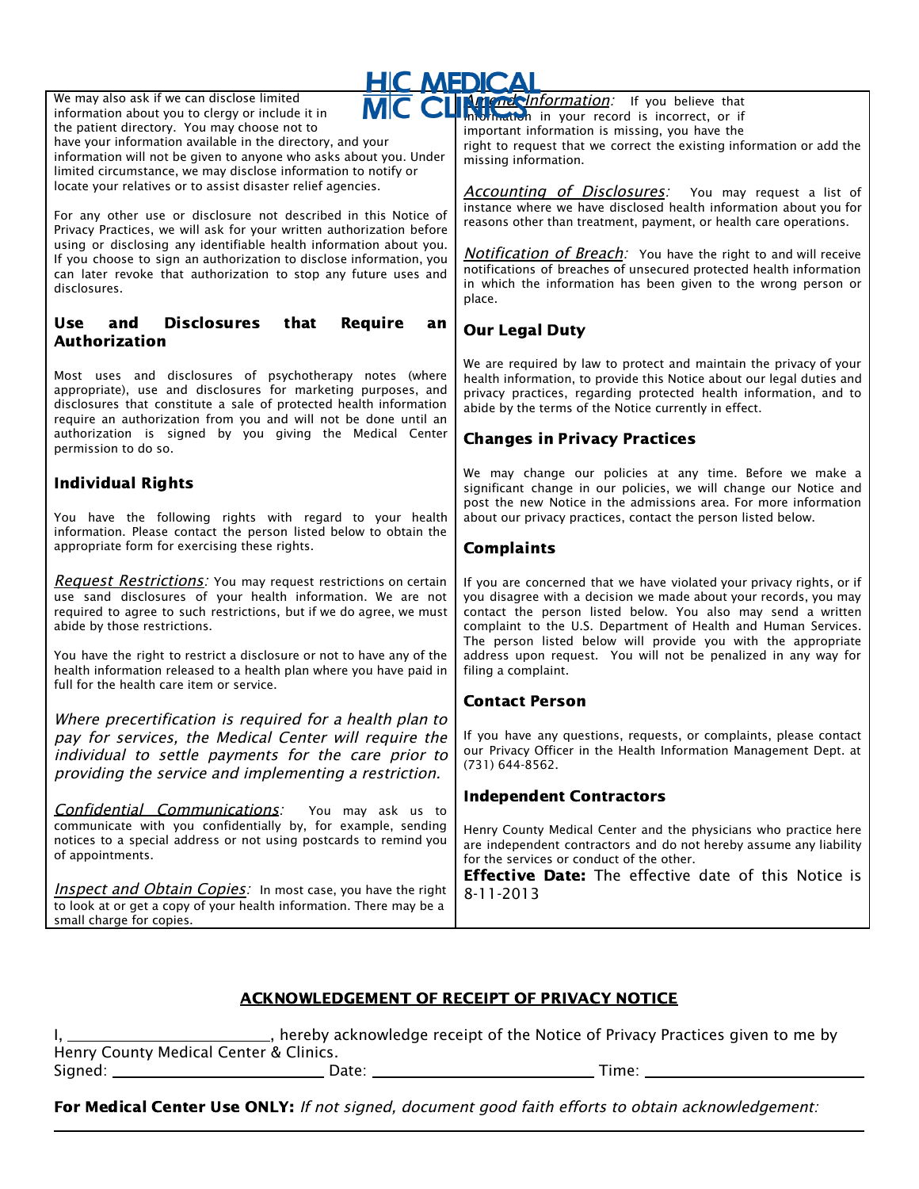HC MEDICAL MC CLINICS

We may also ask if we can disclose limited information about you to clergy or include it in the patient directory. You may choose not to have your information available in the directory, and your information will not be given to anyone who asks about you. Under limited circumstance, we may disclose information to notify or locate your relatives or to assist disaster relief agencies.

For any other use or disclosure not described in this Notice of Privacy Practices, we will ask for your written authorization before using or disclosing any identifiable health information about you. If you choose to sign an authorization to disclose information, you can later revoke that authorization to stop any future uses and disclosures.

### Use and Disclosures that Require an Authorization

Most uses and disclosures of psychotherapy notes (where appropriate), use and disclosures for marketing purposes, and disclosures that constitute a sale of protected health information require an authorization from you and will not be done until an authorization is signed by you giving the Medical Center permission to do so.

### Individual Rights

You have the following rights with regard to your health information. Please contact the person listed below to obtain the appropriate form for exercising these rights.

*Request Restrictions:* You may request restrictions on certain use sand disclosures of your health information. We are not required to agree to such restrictions, but if we do agree, we must abide by those restrictions.

You have the right to restrict a disclosure or not to have any of the health information released to a health plan where you have paid in full for the health care item or service.

*Where precertification is required for a health plan to pay for services, the Medical Center will require the individual to settle payments for the care prior to providing the service and implementing a restriction.*

*Confidential Communications:* You may ask us to communicate with you confidentially by, for example, sending notices to a special address or not using postcards to remind you of appointments.

*Inspect and Obtain Copies:* In most case, you have the right to look at or get a copy of your health information. There may be a small charge for copies.

*Amend Information:* If you believe that information in your record is incorrect, or if important information is missing, you have the right to request that we correct the existing information or add the missing information.

*Accounting of Disclosures:* You may request a list of instance where we have disclosed health information about you for reasons other than treatment, payment, or health care operations.

*Notification of Breach:* You have the right to and will receive notifications of breaches of unsecured protected health information in which the information has been given to the wrong person or place.

### Our Legal Duty

We are required by law to protect and maintain the privacy of your health information, to provide this Notice about our legal duties and privacy practices, regarding protected health information, and to abide by the terms of the Notice currently in effect.

### Changes in Privacy Practices

We may change our policies at any time. Before we make a significant change in our policies, we will change our Notice and post the new Notice in the admissions area. For more information about our privacy practices, contact the person listed below.

### Complaints

If you are concerned that we have violated your privacy rights, or if you disagree with a decision we made about your records, you may contact the person listed below. You also may send a written complaint to the U.S. Department of Health and Human Services. The person listed below will provide you with the appropriate address upon request. You will not be penalized in any way for filing a complaint.

### Contact Person

If you have any questions, requests, or complaints, please contact our Privacy Officer in the Health Information Management Dept. at (731) 644-8562.

### Independent Contractors

Henry County Medical Center and the physicians who practice here are independent contractors and do not hereby assume any liability for the services or conduct of the other.

**Effective Date:** The effective date of this Notice is 8-11-2013

## ACKNOWLEDGEMENT OF RECEIPT OF PRIVACY NOTICE

I, ________________________, hereby acknowledge receipt of the Notice of Privacy Practices given to me by Henry County Medical Center & Clinics.

Signed: ________________________ Date: ________________________ Time: ________________________

**For Medical Center Use ONLY:** *If not signed, document good faith efforts to obtain acknowledgement:*

________________________________________________________________________________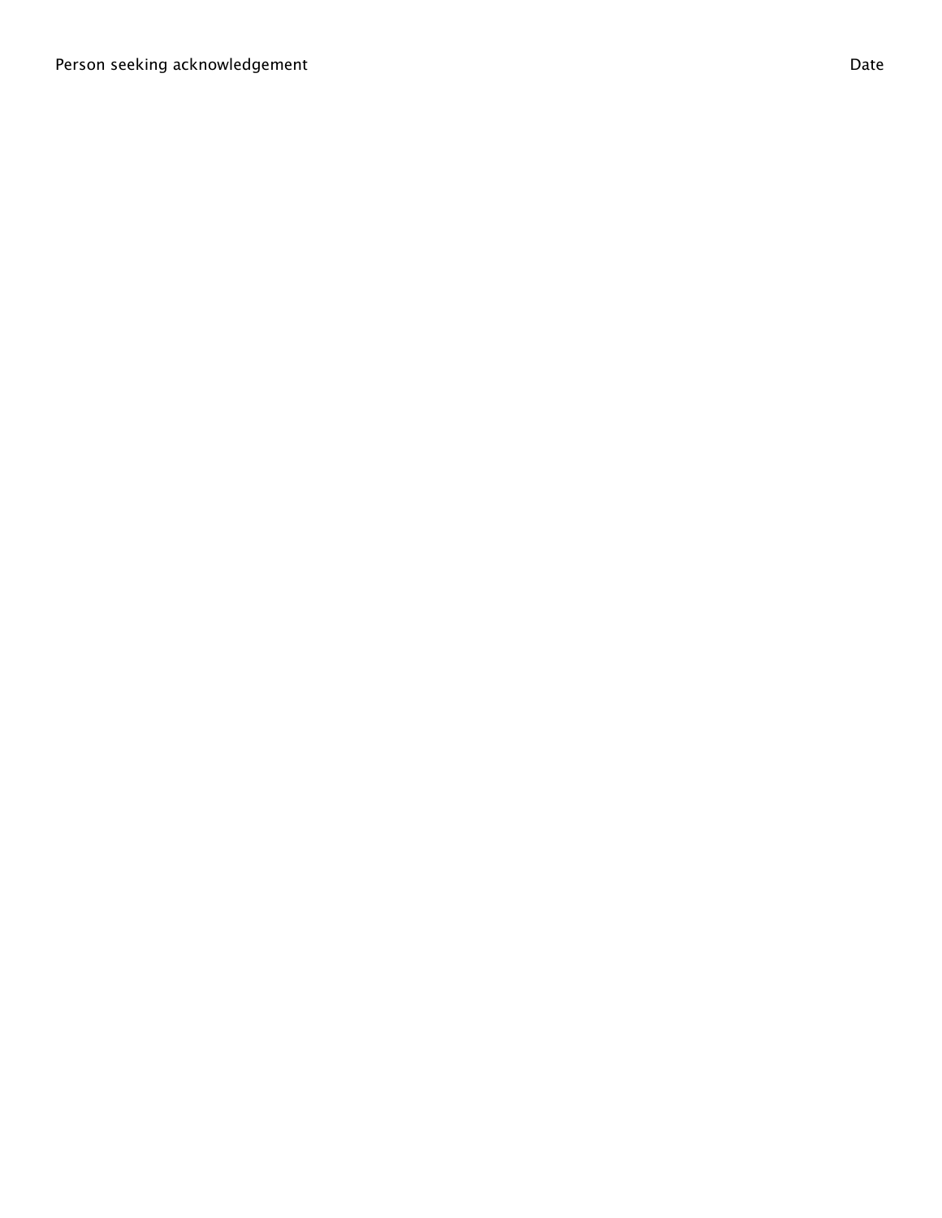Person seeking acknowledgement Date